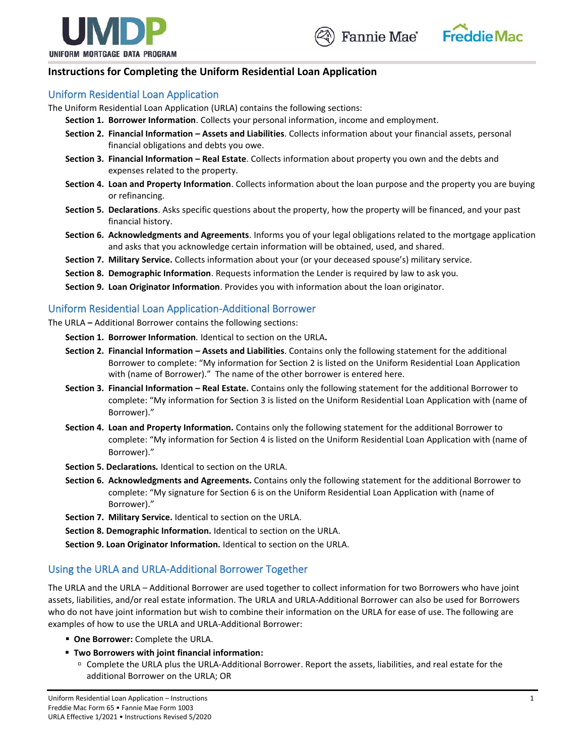# Instructions for Completing the Uniform Residential Loan Application

## Uniform Residential Loan Application

The Uniform Residential Loan Application (URLA) contains the following sections:

- **Section 1. Borrower Information**. Collects your personal information, income and employment.
- **Section 2. Financial Information – Assets and Liabilities**. Collects information about your financial assets, personal financial obligations and debts you owe.
- **Section 3. Financial Information – Real Estate**. Collects information about property you own and the debts and expenses related to the property.
- **Section 4. Loan and Property Information**. Collects information about the loan purpose and the property you are buying or refinancing.
- **Section 5. Declarations**. Asks specific questions about the property, how the property will be financed, and your past financial history.
- **Section 6. Acknowledgments and Agreements**. Informs you of your legal obligations related to the mortgage application and asks that you acknowledge certain information will be obtained, used, and shared.
- **Section 7. Military Service.** Collects information about your (or your deceased spouse's) military service.
- **Section 8. Demographic Information**. Requests information the Lender is required by law to ask you.
- **Section 9. Loan Originator Information**. Provides you with information about the loan originator.

## Uniform Residential Loan Application-Additional Borrower

The URLA **–** Additional Borrower contains the following sections:

- **Section 1. Borrower Information***.* Identical to section on the URLA**.**
- **Section 2. Financial Information – Assets and Liabilities**. Contains only the following statement for the additional Borrower to complete: "My information for Section 2 is listed on the Uniform Residential Loan Application with (name of Borrower)." The name of the other borrower is entered here.
- **Section 3. Financial Information – Real Estate.** Contains only the following statement for the additional Borrower to complete: "My information for Section 3 is listed on the Uniform Residential Loan Application with (name of Borrower)."
- **Section 4. Loan and Property Information.** Contains only the following statement for the additional Borrower to complete: "My information for Section 4 is listed on the Uniform Residential Loan Application with (name of Borrower)."
- **Section 5. Declarations***.* Identical to section on the URLA.
- **Section 6. Acknowledgments and Agreements.** Contains only the following statement for the additional Borrower to complete: "My signature for Section 6 is on the Uniform Residential Loan Application with (name of Borrower)."
- **Section 7. Military Service.** Identical to section on the URLA.
- **Section 8. Demographic Information.** Identical to section on the URLA.
- **Section 9. Loan Originator Information.** Identical to section on the URLA.

## Using the URLA and URLA-Additional Borrower Together

The URLA and the URLA – Additional Borrower are used together to collect information for two Borrowers who have joint assets, liabilities, and/or real estate information. The URLA and URLA-Additional Borrower can also be used for Borrowers who do not have joint information but wish to combine their information on the URLA for ease of use. The following are examples of how to use the URLA and URLA-Additional Borrower:

- **One Borrower:** Complete the URLA.
- **Two Borrowers with joint financial information:**
  - Complete the URLA plus the URLA-Additional Borrower. Report the assets, liabilities, and real estate for the additional Borrower on the URLA; OR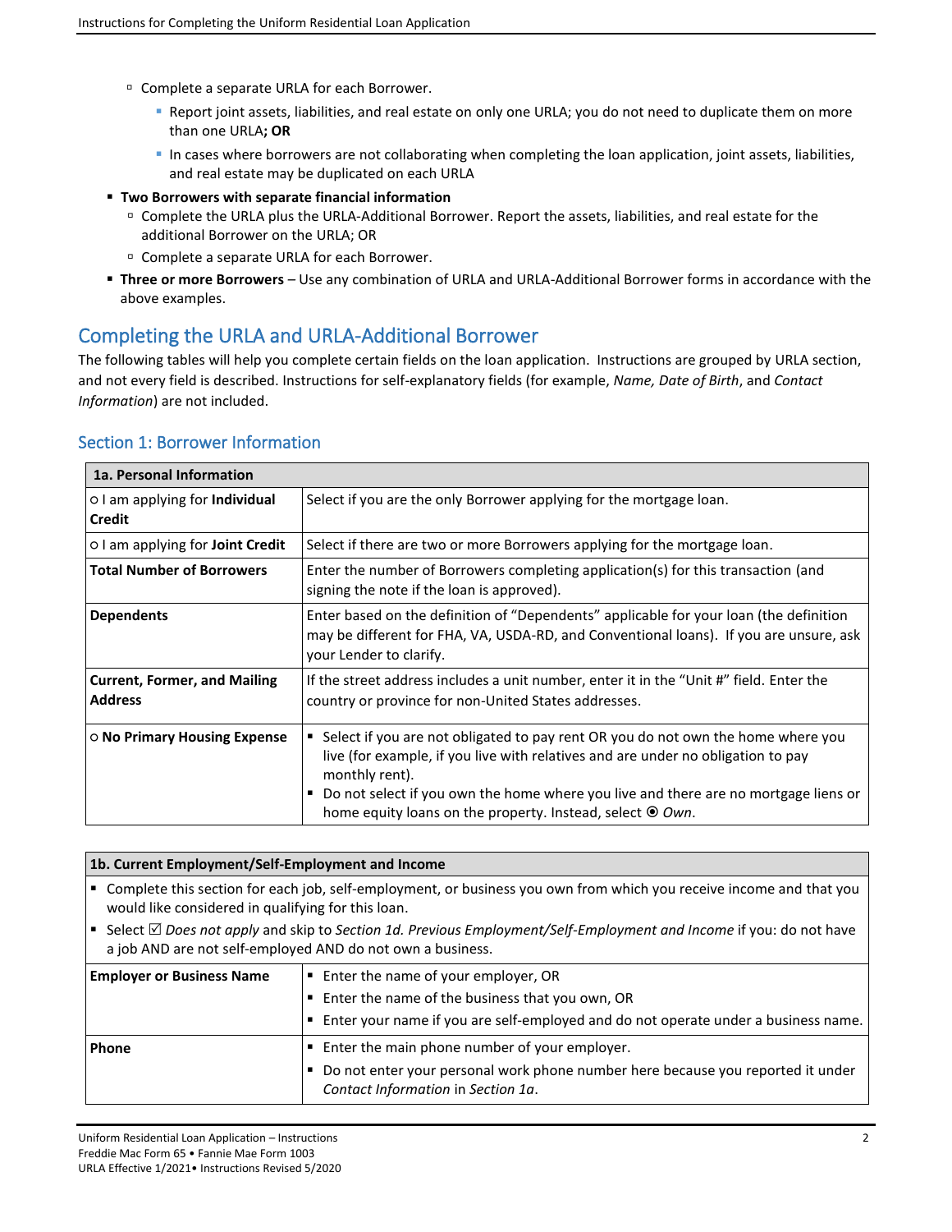- Complete a separate URLA for each Borrower.
  - Report joint assets, liabilities, and real estate on only one URLA; you do not need to duplicate them on more than one URLA**; OR**
  - In cases where borrowers are not collaborating when completing the loan application, joint assets, liabilities, and real estate may be duplicated on each URLA
- **Two Borrowers with separate financial information**
  - Complete the URLA plus the URLA-Additional Borrower. Report the assets, liabilities, and real estate for the additional Borrower on the URLA; OR
  - Complete a separate URLA for each Borrower.
- **Three or more Borrowers** – Use any combination of URLA and URLA-Additional Borrower forms in accordance with the above examples.

## Completing the URLA and URLA-Additional Borrower

The following tables will help you complete certain fields on the loan application. Instructions are grouped by URLA section, and not every field is described. Instructions for self-explanatory fields (for example, *Name, Date of Birth*, and *Contact Information*) are not included.

### Section 1: Borrower Information

| 1a. Personal Information | |
|---|---|
| ○ I am applying for **Individual Credit** | Select if you are the only Borrower applying for the mortgage loan. |
| ○ I am applying for **Joint Credit** | Select if there are two or more Borrowers applying for the mortgage loan. |
| **Total Number of Borrowers** | Enter the number of Borrowers completing application(s) for this transaction (and signing the note if the loan is approved). |
| **Dependents** | Enter based on the definition of "Dependents" applicable for your loan (the definition may be different for FHA, VA, USDA-RD, and Conventional loans). If you are unsure, ask your Lender to clarify. |
| **Current, Former, and Mailing Address** | If the street address includes a unit number, enter it in the "Unit #" field. Enter the country or province for non-United States addresses. |
| ○ **No Primary Housing Expense** | ▪ Select if you are not obligated to pay rent OR you do not own the home where you live (for example, if you live with relatives and are under no obligation to pay monthly rent).<br>▪ Do not select if you own the home where you live and there are no mortgage liens or home equity loans on the property. Instead, select ⦿ *Own*. |

**1b. Current Employment/Self-Employment and Income**

- Complete this section for each job, self-employment, or business you own from which you receive income and that you would like considered in qualifying for this loan.
- Select ☑ *Does not apply* and skip to *Section 1d. Previous Employment/Self-Employment and Income* if you: do not have a job AND are not self-employed AND do not own a business.

| Field | Instructions |
|---|---|
| **Employer or Business Name** | ▪ Enter the name of your employer, OR<br>▪ Enter the name of the business that you own, OR<br>▪ Enter your name if you are self-employed and do not operate under a business name. |
| **Phone** | ▪ Enter the main phone number of your employer.<br>▪ Do not enter your personal work phone number here because you reported it under *Contact Information* in *Section 1a*. |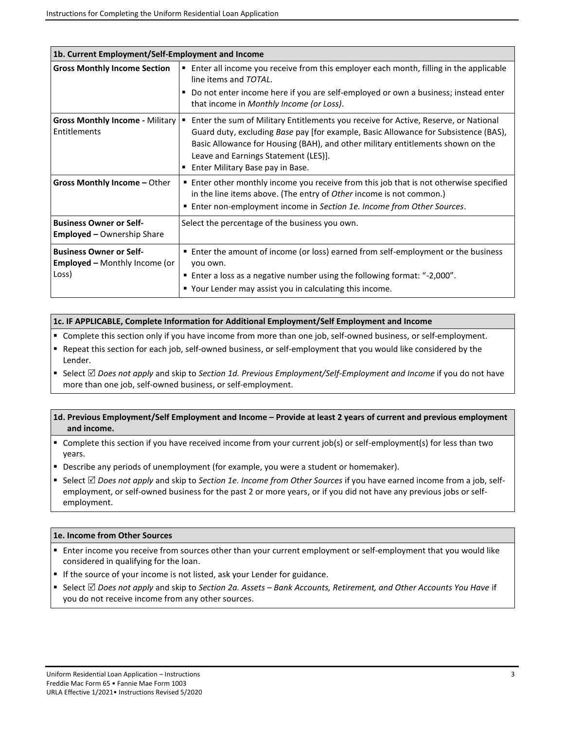| 1b. Current Employment/Self-Employment and Income | |
|---|---|
| **Gross Monthly Income Section** | ▪ Enter all income you receive from this employer each month, filling in the applicable line items and *TOTAL*.<br>▪ Do not enter income here if you are self-employed or own a business; instead enter that income in *Monthly Income (or Loss)*. |
| **Gross Monthly Income -** Military Entitlements | ▪ Enter the sum of Military Entitlements you receive for Active, Reserve, or National Guard duty, excluding *Base* pay [for example, Basic Allowance for Subsistence (BAS), Basic Allowance for Housing (BAH), and other military entitlements shown on the Leave and Earnings Statement (LES)].<br>▪ Enter Military Base pay in Base. |
| **Gross Monthly Income –** Other | ▪ Enter other monthly income you receive from this job that is not otherwise specified in the line items above. (The entry of *Other* income is not common.)<br>▪ Enter non-employment income in *Section 1e. Income from Other Sources*. |
| **Business Owner or Self-Employed –** Ownership Share | Select the percentage of the business you own. |
| **Business Owner or Self-Employed –** Monthly Income (or Loss) | ▪ Enter the amount of income (or loss) earned from self-employment or the business you own.<br>▪ Enter a loss as a negative number using the following format: "-2,000".<br>▪ Your Lender may assist you in calculating this income. |

**1c. IF APPLICABLE, Complete Information for Additional Employment/Self Employment and Income**

- Complete this section only if you have income from more than one job, self-owned business, or self-employment.
- Repeat this section for each job, self-owned business, or self-employment that you would like considered by the Lender.
- Select ☑ *Does not apply* and skip to *Section 1d. Previous Employment/Self-Employment and Income* if you do not have more than one job, self-owned business, or self-employment.

**1d. Previous Employment/Self Employment and Income – Provide at least 2 years of current and previous employment and income.**

- Complete this section if you have received income from your current job(s) or self-employment(s) for less than two years.
- Describe any periods of unemployment (for example, you were a student or homemaker).
- Select ☑ *Does not apply* and skip to *Section 1e. Income from Other Sources* if you have earned income from a job, self-employment, or self-owned business for the past 2 or more years, or if you did not have any previous jobs or self-employment.

**1e. Income from Other Sources**

- Enter income you receive from sources other than your current employment or self-employment that you would like considered in qualifying for the loan.
- If the source of your income is not listed, ask your Lender for guidance.
- Select ☑ *Does not apply* and skip to *Section 2a. Assets – Bank Accounts, Retirement, and Other Accounts You Have* if you do not receive income from any other sources.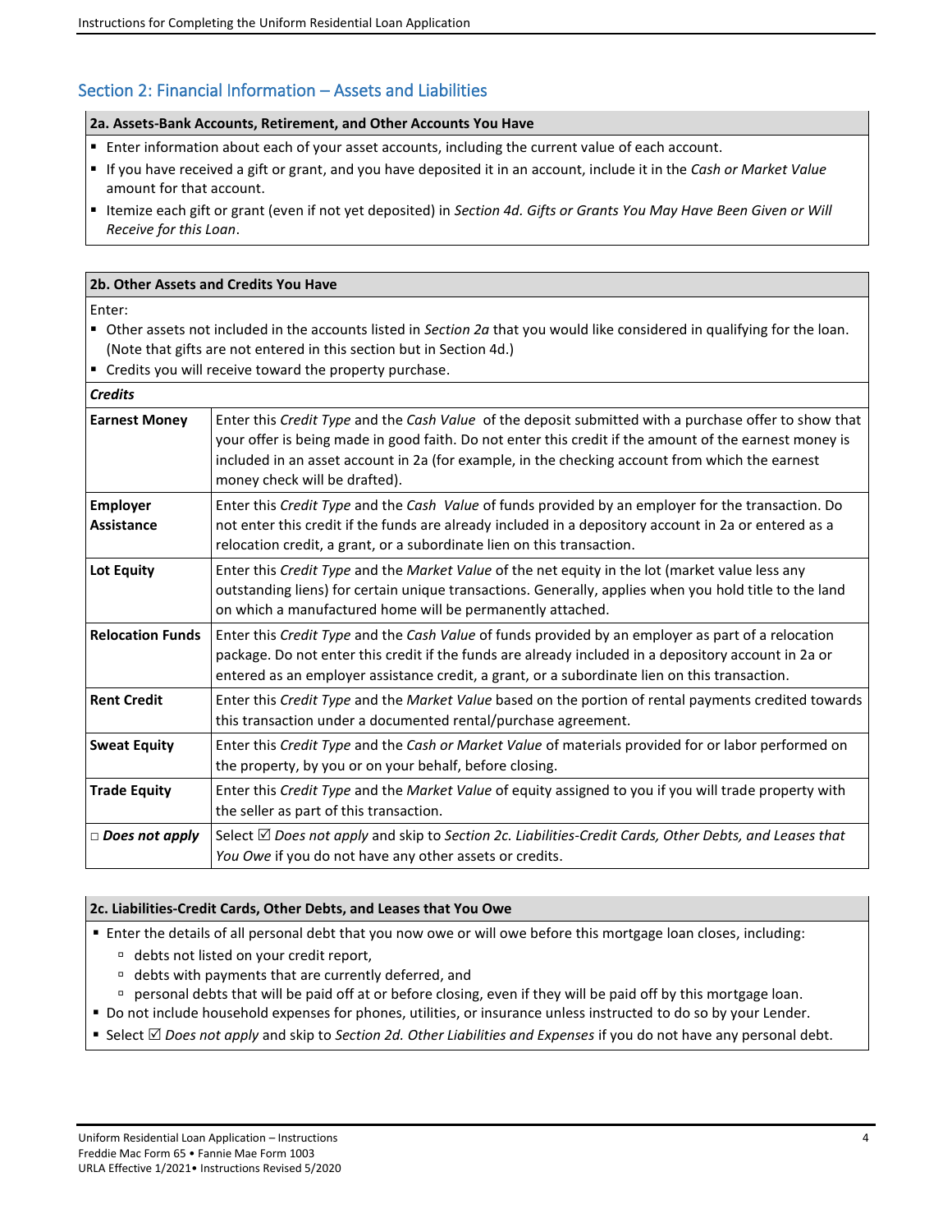## Section 2: Financial Information – Assets and Liabilities

### 2a. Assets-Bank Accounts, Retirement, and Other Accounts You Have

- Enter information about each of your asset accounts, including the current value of each account.
- If you have received a gift or grant, and you have deposited it in an account, include it in the *Cash or Market Value* amount for that account.
- Itemize each gift or grant (even if not yet deposited) in *Section 4d. Gifts or Grants You May Have Been Given or Will Receive for this Loan*.

### 2b. Other Assets and Credits You Have

Enter:

- Other assets not included in the accounts listed in *Section 2a* that you would like considered in qualifying for the loan. (Note that gifts are not entered in this section but in Section 4d.)
- Credits you will receive toward the property purchase.

| ***Credits*** | |
|---|---|
| **Earnest Money** | Enter this *Credit Type* and the *Cash Value* of the deposit submitted with a purchase offer to show that your offer is being made in good faith. Do not enter this credit if the amount of the earnest money is included in an asset account in 2a (for example, in the checking account from which the earnest money check will be drafted). |
| **Employer Assistance** | Enter this *Credit Type* and the *Cash Value* of funds provided by an employer for the transaction. Do not enter this credit if the funds are already included in a depository account in 2a or entered as a relocation credit, a grant, or a subordinate lien on this transaction. |
| **Lot Equity** | Enter this *Credit Type* and the *Market Value* of the net equity in the lot (market value less any outstanding liens) for certain unique transactions. Generally, applies when you hold title to the land on which a manufactured home will be permanently attached. |
| **Relocation Funds** | Enter this *Credit Type* and the *Cash Value* of funds provided by an employer as part of a relocation package. Do not enter this credit if the funds are already included in a depository account in 2a or entered as an employer assistance credit, a grant, or a subordinate lien on this transaction. |
| **Rent Credit** | Enter this *Credit Type* and the *Market Value* based on the portion of rental payments credited towards this transaction under a documented rental/purchase agreement. |
| **Sweat Equity** | Enter this *Credit Type* and the *Cash or Market Value* of materials provided for or labor performed on the property, by you or on your behalf, before closing. |
| **Trade Equity** | Enter this *Credit Type* and the *Market Value* of equity assigned to you if you will trade property with the seller as part of this transaction. |
| □ ***Does not apply*** | Select ☑ *Does not apply* and skip to *Section 2c. Liabilities-Credit Cards, Other Debts, and Leases that You Owe* if you do not have any other assets or credits. |

### 2c. Liabilities-Credit Cards, Other Debts, and Leases that You Owe

- Enter the details of all personal debt that you now owe or will owe before this mortgage loan closes, including:
  - debts not listed on your credit report,
  - debts with payments that are currently deferred, and
  - personal debts that will be paid off at or before closing, even if they will be paid off by this mortgage loan.
- Do not include household expenses for phones, utilities, or insurance unless instructed to do so by your Lender.
- Select ☑ *Does not apply* and skip to *Section 2d. Other Liabilities and Expenses* if you do not have any personal debt.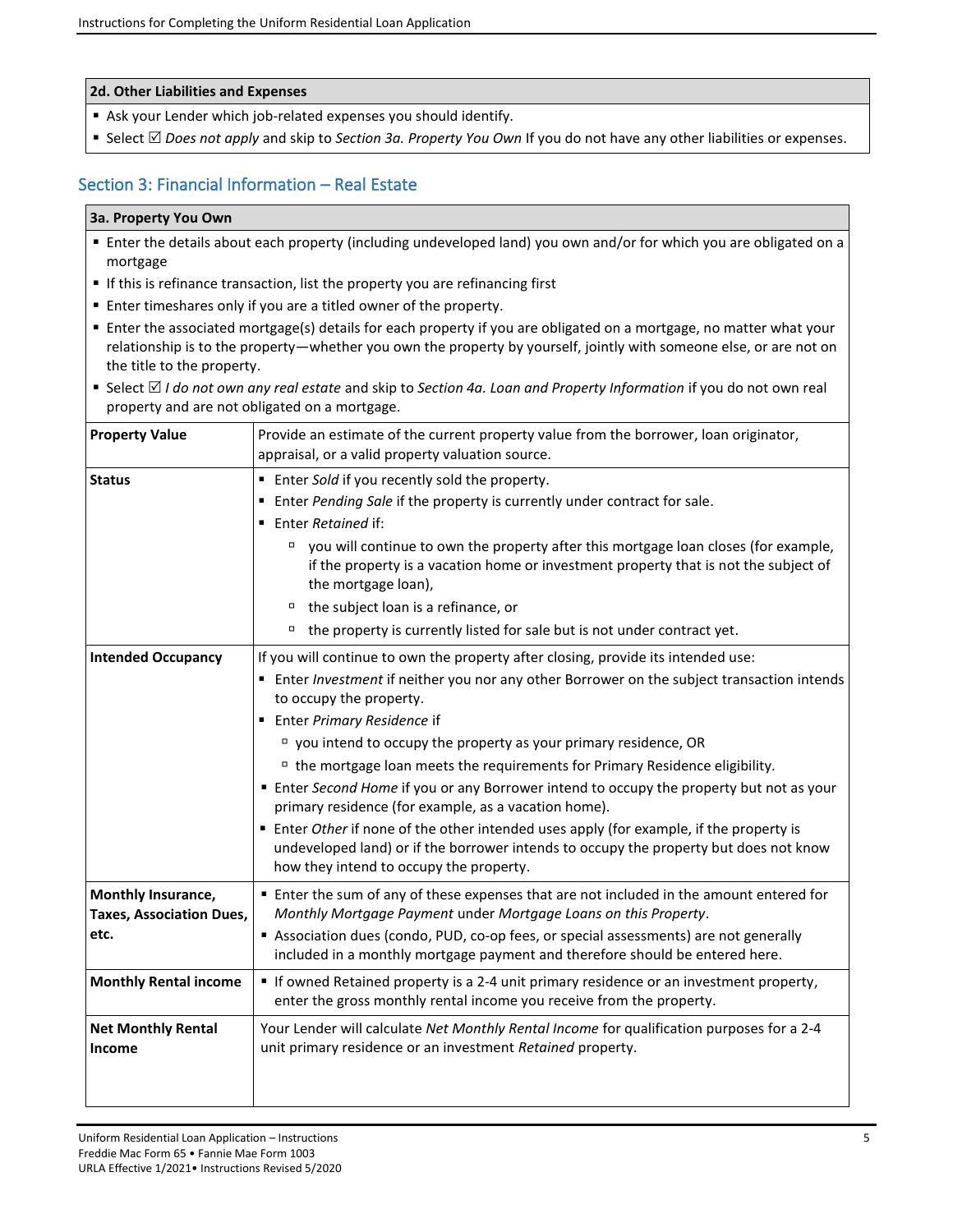| 2d. Other Liabilities and Expenses |
|---|
| ▪ Ask your Lender which job-related expenses you should identify.<br>▪ Select ☑ *Does not apply* and skip to *Section 3a. Property You Own* If you do not have any other liabilities or expenses. |

## Section 3: Financial Information – Real Estate

| 3a. Property You Own | |
|---|---|
| ▪ Enter the details about each property (including undeveloped land) you own and/or for which you are obligated on a mortgage<br>▪ If this is refinance transaction, list the property you are refinancing first<br>▪ Enter timeshares only if you are a titled owner of the property.<br>▪ Enter the associated mortgage(s) details for each property if you are obligated on a mortgage, no matter what your relationship is to the property—whether you own the property by yourself, jointly with someone else, or are not on the title to the property.<br>▪ Select ☑ *I do not own any real estate* and skip to *Section 4a. Loan and Property Information* if you do not own real property and are not obligated on a mortgage. | |
| **Property Value** | Provide an estimate of the current property value from the borrower, loan originator, appraisal, or a valid property valuation source. |
| **Status** | ▪ Enter *Sold* if you recently sold the property.<br>▪ Enter *Pending Sale* if the property is currently under contract for sale.<br>▪ Enter *Retained* if:<br>▫ you will continue to own the property after this mortgage loan closes (for example, if the property is a vacation home or investment property that is not the subject of the mortgage loan),<br>▫ the subject loan is a refinance, or<br>▫ the property is currently listed for sale but is not under contract yet. |
| **Intended Occupancy** | If you will continue to own the property after closing, provide its intended use:<br>▪ Enter *Investment* if neither you nor any other Borrower on the subject transaction intends to occupy the property.<br>▪ Enter *Primary Residence* if<br>▫ you intend to occupy the property as your primary residence, OR<br>▫ the mortgage loan meets the requirements for Primary Residence eligibility.<br>▪ Enter *Second Home* if you or any Borrower intend to occupy the property but not as your primary residence (for example, as a vacation home).<br>▪ Enter *Other* if none of the other intended uses apply (for example, if the property is undeveloped land) or if the borrower intends to occupy the property but does not know how they intend to occupy the property. |
| **Monthly Insurance, Taxes, Association Dues, etc.** | ▪ Enter the sum of any of these expenses that are not included in the amount entered for *Monthly Mortgage Payment* under *Mortgage Loans on this Property*.<br>▪ Association dues (condo, PUD, co-op fees, or special assessments) are not generally included in a monthly mortgage payment and therefore should be entered here. |
| **Monthly Rental income** | ▪ If owned Retained property is a 2-4 unit primary residence or an investment property, enter the gross monthly rental income you receive from the property. |
| **Net Monthly Rental Income** | Your Lender will calculate *Net Monthly Rental Income* for qualification purposes for a 2-4 unit primary residence or an investment *Retained* property. |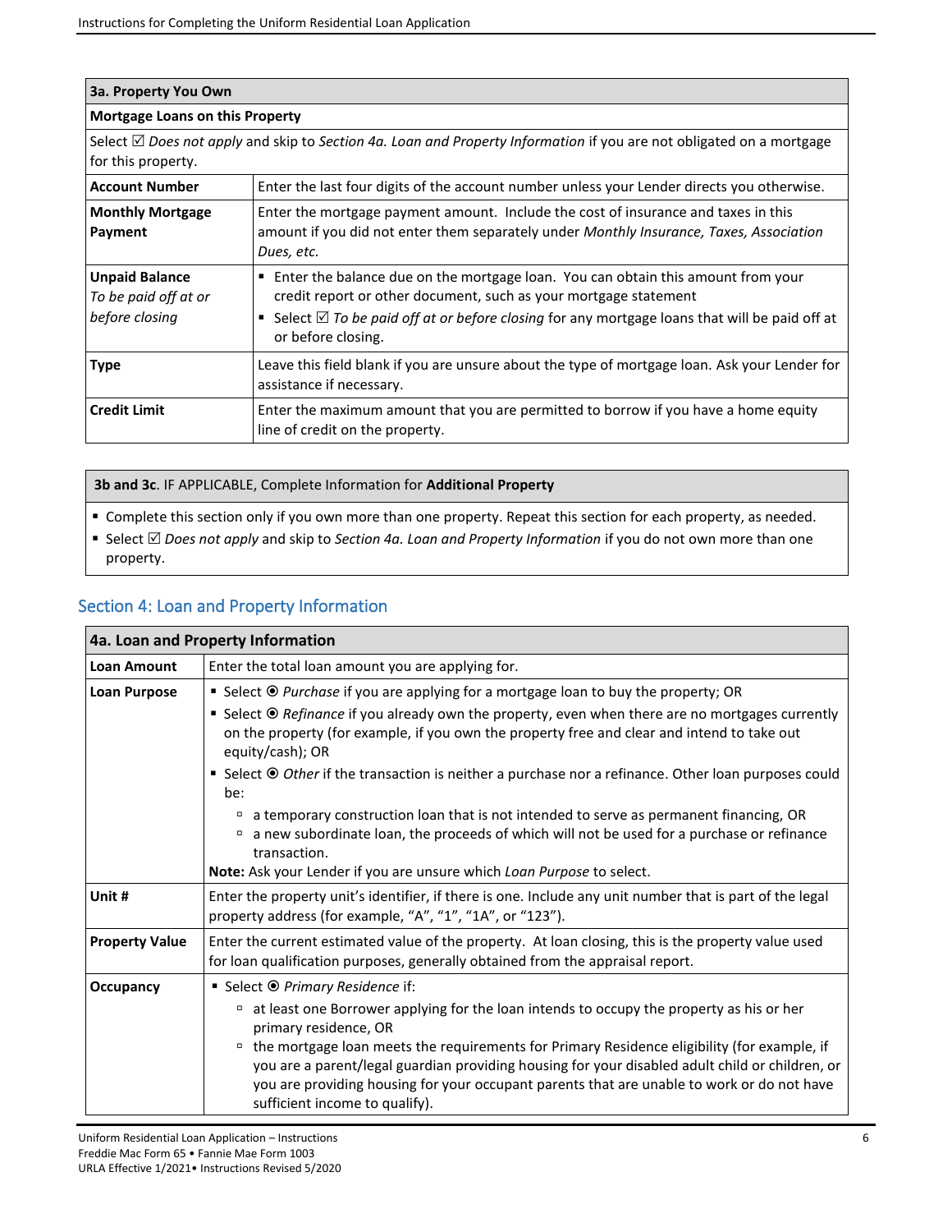| 3a. Property You Own | |
|---|---|
| **Mortgage Loans on this Property** | |
| Select ☑ *Does not apply* and skip to *Section 4a. Loan and Property Information* if you are not obligated on a mortgage for this property. | |
| **Account Number** | Enter the last four digits of the account number unless your Lender directs you otherwise. |
| **Monthly Mortgage Payment** | Enter the mortgage payment amount. Include the cost of insurance and taxes in this amount if you did not enter them separately under *Monthly Insurance, Taxes, Association Dues, etc.* |
| **Unpaid Balance** *To be paid off at or before closing* | ▪ Enter the balance due on the mortgage loan. You can obtain this amount from your credit report or other document, such as your mortgage statement<br>▪ Select ☑ *To be paid off at or before closing* for any mortgage loans that will be paid off at or before closing. |
| **Type** | Leave this field blank if you are unsure about the type of mortgage loan. Ask your Lender for assistance if necessary. |
| **Credit Limit** | Enter the maximum amount that you are permitted to borrow if you have a home equity line of credit on the property. |

| **3b and 3c**. IF APPLICABLE, Complete Information for **Additional Property** |
|---|
| ▪ Complete this section only if you own more than one property. Repeat this section for each property, as needed.<br>▪ Select ☑ *Does not apply* and skip to *Section 4a. Loan and Property Information* if you do not own more than one property. |

## Section 4: Loan and Property Information

| 4a. Loan and Property Information | |
|---|---|
| **Loan Amount** | Enter the total loan amount you are applying for. |
| **Loan Purpose** | ▪ Select ⦿ *Purchase* if you are applying for a mortgage loan to buy the property; OR<br>▪ Select ⦿ *Refinance* if you already own the property, even when there are no mortgages currently on the property (for example, if you own the property free and clear and intend to take out equity/cash); OR<br>▪ Select ⦿ *Other* if the transaction is neither a purchase nor a refinance. Other loan purposes could be:<br>▫ a temporary construction loan that is not intended to serve as permanent financing, OR<br>▫ a new subordinate loan, the proceeds of which will not be used for a purchase or refinance transaction.<br>**Note:** Ask your Lender if you are unsure which *Loan Purpose* to select. |
| **Unit #** | Enter the property unit's identifier, if there is one. Include any unit number that is part of the legal property address (for example, "A", "1", "1A", or "123"). |
| **Property Value** | Enter the current estimated value of the property. At loan closing, this is the property value used for loan qualification purposes, generally obtained from the appraisal report. |
| **Occupancy** | ▪ Select ⦿ *Primary Residence* if:<br>▫ at least one Borrower applying for the loan intends to occupy the property as his or her primary residence, OR<br>▫ the mortgage loan meets the requirements for Primary Residence eligibility (for example, if you are a parent/legal guardian providing housing for your disabled adult child or children, or you are providing housing for your occupant parents that are unable to work or do not have sufficient income to qualify). |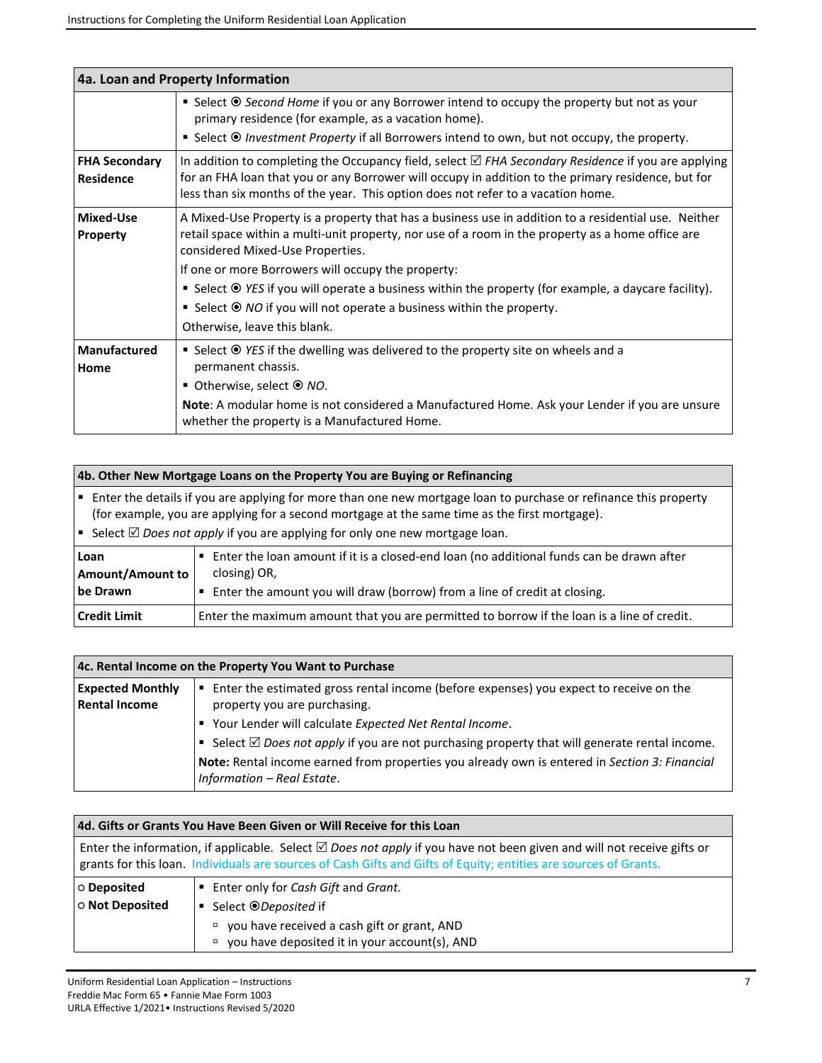| 4a. Loan and Property Information | |
|---|---|
| | ▪ Select ⦿ *Second Home* if you or any Borrower intend to occupy the property but not as your primary residence (for example, as a vacation home).<br>▪ Select ⦿ *Investment Property* if all Borrowers intend to own, but not occupy, the property. |
| **FHA Secondary Residence** | In addition to completing the Occupancy field, select ☑ *FHA Secondary Residence* if you are applying for an FHA loan that you or any Borrower will occupy in addition to the primary residence, but for less than six months of the year. This option does not refer to a vacation home. |
| **Mixed-Use Property** | A Mixed-Use Property is a property that has a business use in addition to a residential use. Neither retail space within a multi-unit property, nor use of a room in the property as a home office are considered Mixed-Use Properties.<br>If one or more Borrowers will occupy the property:<br>▪ Select ⦿ *YES* if you will operate a business within the property (for example, a daycare facility).<br>▪ Select ⦿ *NO* if you will not operate a business within the property.<br>Otherwise, leave this blank. |
| **Manufactured Home** | ▪ Select ⦿ *YES* if the dwelling was delivered to the property site on wheels and a permanent chassis.<br>▪ Otherwise, select ⦿ *NO*.<br>**Note**: A modular home is not considered a Manufactured Home. Ask your Lender if you are unsure whether the property is a Manufactured Home. |

| 4b. Other New Mortgage Loans on the Property You are Buying or Refinancing | |
|---|---|
| ▪ Enter the details if you are applying for more than one new mortgage loan to purchase or refinance this property (for example, you are applying for a second mortgage at the same time as the first mortgage).<br>▪ Select ☑ *Does not apply* if you are applying for only one new mortgage loan. | |
| **Loan Amount/Amount to be Drawn** | ▪ Enter the loan amount if it is a closed-end loan (no additional funds can be drawn after closing) OR,<br>▪ Enter the amount you will draw (borrow) from a line of credit at closing. |
| **Credit Limit** | Enter the maximum amount that you are permitted to borrow if the loan is a line of credit. |

| 4c. Rental Income on the Property You Want to Purchase | |
|---|---|
| **Expected Monthly Rental Income** | ▪ Enter the estimated gross rental income (before expenses) you expect to receive on the property you are purchasing.<br>▪ Your Lender will calculate *Expected Net Rental Income*.<br>▪ Select ☑ *Does not apply* if you are not purchasing property that will generate rental income.<br>**Note:** Rental income earned from properties you already own is entered in *Section 3: Financial Information – Real Estate*. |

| 4d. Gifts or Grants You Have Been Given or Will Receive for this Loan | |
|---|---|
| Enter the information, if applicable. Select ☑ *Does not apply* if you have not been given and will not receive gifts or grants for this loan. Individuals are sources of Cash Gifts and Gifts of Equity; entities are sources of Grants. | |
| ○ **Deposited**<br>○ **Not Deposited** | ▪ Enter only for *Cash Gift* and *Grant*.<br>▪ Select ⦿*Deposited* if<br>▫ you have received a cash gift or grant, AND<br>▫ you have deposited it in your account(s), AND |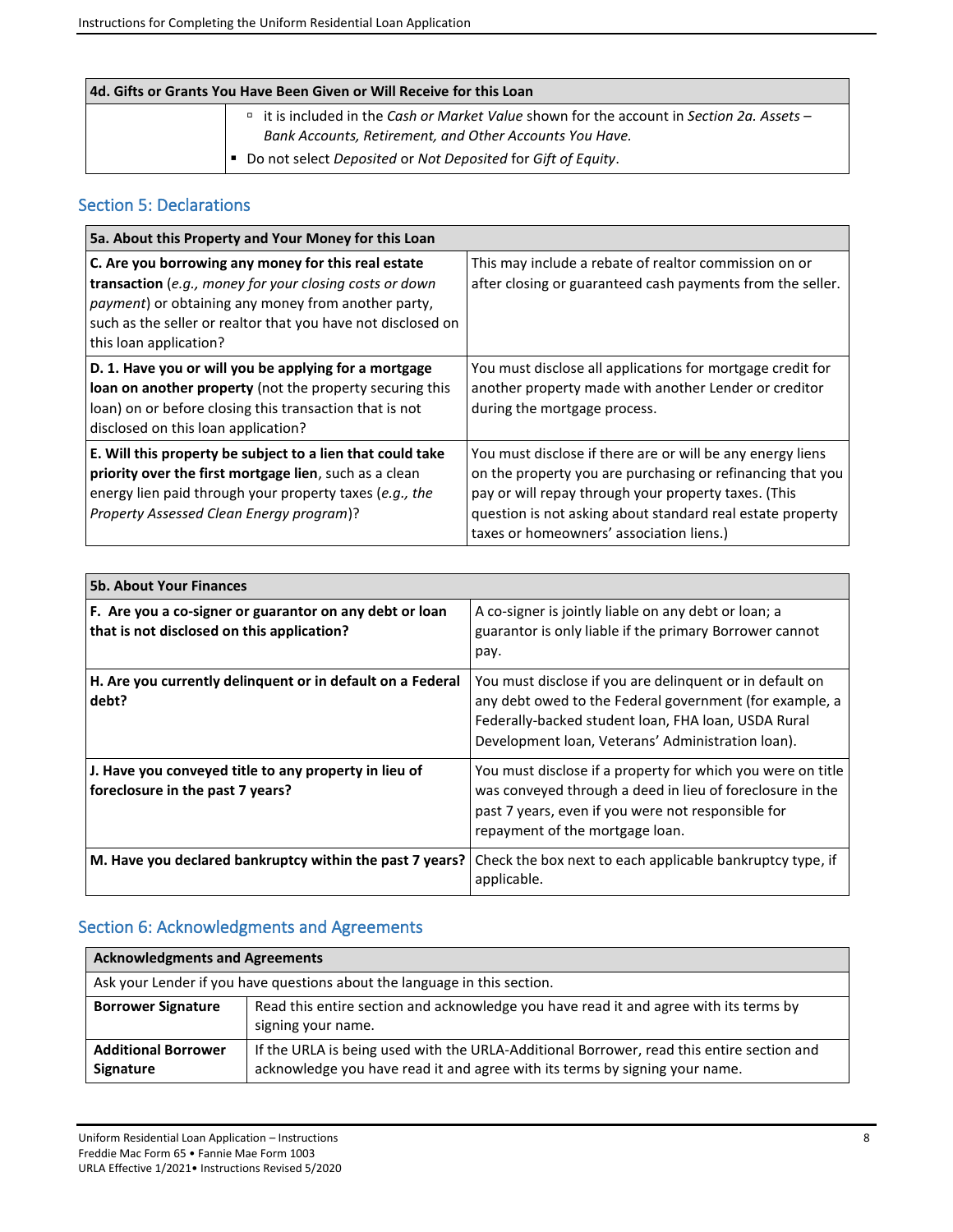| 4d. Gifts or Grants You Have Been Given or Will Receive for this Loan | |
|---|---|
| | ▫ it is included in the *Cash or Market Value* shown for the account in *Section 2a. Assets – Bank Accounts, Retirement, and Other Accounts You Have.*<br>▪ Do not select *Deposited* or *Not Deposited* for *Gift of Equity*. |

## Section 5: Declarations

| 5a. About this Property and Your Money for this Loan | |
|---|---|
| **C. Are you borrowing any money for this real estate transaction** (*e.g., money for your closing costs or down payment*) or obtaining any money from another party, such as the seller or realtor that you have not disclosed on this loan application? | This may include a rebate of realtor commission on or after closing or guaranteed cash payments from the seller. |
| **D. 1. Have you or will you be applying for a mortgage loan on another property** (not the property securing this loan) on or before closing this transaction that is not disclosed on this loan application? | You must disclose all applications for mortgage credit for another property made with another Lender or creditor during the mortgage process. |
| **E. Will this property be subject to a lien that could take priority over the first mortgage lien**, such as a clean energy lien paid through your property taxes (*e.g., the Property Assessed Clean Energy program*)? | You must disclose if there are or will be any energy liens on the property you are purchasing or refinancing that you pay or will repay through your property taxes. (This question is not asking about standard real estate property taxes or homeowners' association liens.) |

| 5b. About Your Finances | |
|---|---|
| **F. Are you a co-signer or guarantor on any debt or loan that is not disclosed on this application?** | A co-signer is jointly liable on any debt or loan; a guarantor is only liable if the primary Borrower cannot pay. |
| **H. Are you currently delinquent or in default on a Federal debt?** | You must disclose if you are delinquent or in default on any debt owed to the Federal government (for example, a Federally-backed student loan, FHA loan, USDA Rural Development loan, Veterans' Administration loan). |
| **J. Have you conveyed title to any property in lieu of foreclosure in the past 7 years?** | You must disclose if a property for which you were on title was conveyed through a deed in lieu of foreclosure in the past 7 years, even if you were not responsible for repayment of the mortgage loan. |
| **M. Have you declared bankruptcy within the past 7 years?** | Check the box next to each applicable bankruptcy type, if applicable. |

## Section 6: Acknowledgments and Agreements

| Acknowledgments and Agreements | |
|---|---|
| Ask your Lender if you have questions about the language in this section. | |
| **Borrower Signature** | Read this entire section and acknowledge you have read it and agree with its terms by signing your name. |
| **Additional Borrower Signature** | If the URLA is being used with the URLA-Additional Borrower, read this entire section and acknowledge you have read it and agree with its terms by signing your name. |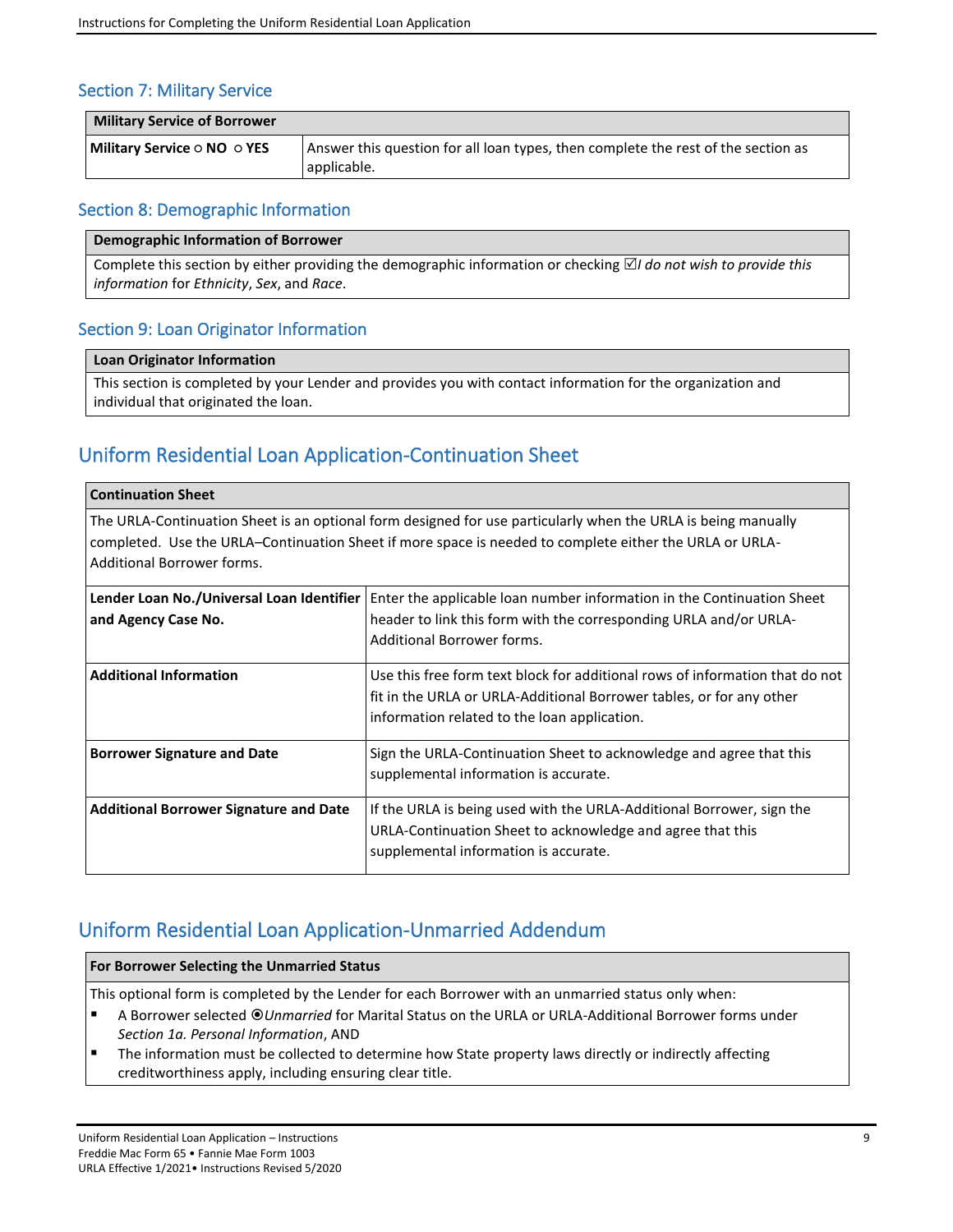## Section 7: Military Service

| Military Service of Borrower | |
|---|---|
| **Military Service ○ NO ○ YES** | Answer this question for all loan types, then complete the rest of the section as applicable. |

## Section 8: Demographic Information

| Demographic Information of Borrower |
|---|
| Complete this section by either providing the demographic information or checking ☑*I do not wish to provide this information* for *Ethnicity*, *Sex*, and *Race*. |

## Section 9: Loan Originator Information

| Loan Originator Information |
|---|
| This section is completed by your Lender and provides you with contact information for the organization and individual that originated the loan. |

# Uniform Residential Loan Application-Continuation Sheet

| Continuation Sheet | |
|---|---|
| The URLA-Continuation Sheet is an optional form designed for use particularly when the URLA is being manually completed. Use the URLA–Continuation Sheet if more space is needed to complete either the URLA or URLA-Additional Borrower forms. | |
| **Lender Loan No./Universal Loan Identifier and Agency Case No.** | Enter the applicable loan number information in the Continuation Sheet header to link this form with the corresponding URLA and/or URLA-Additional Borrower forms. |
| **Additional Information** | Use this free form text block for additional rows of information that do not fit in the URLA or URLA-Additional Borrower tables, or for any other information related to the loan application. |
| **Borrower Signature and Date** | Sign the URLA-Continuation Sheet to acknowledge and agree that this supplemental information is accurate. |
| **Additional Borrower Signature and Date** | If the URLA is being used with the URLA-Additional Borrower, sign the URLA-Continuation Sheet to acknowledge and agree that this supplemental information is accurate. |

# Uniform Residential Loan Application-Unmarried Addendum

**For Borrower Selecting the Unmarried Status**

This optional form is completed by the Lender for each Borrower with an unmarried status only when:

- A Borrower selected ⦿*Unmarried* for Marital Status on the URLA or URLA-Additional Borrower forms under *Section 1a. Personal Information*, AND
- The information must be collected to determine how State property laws directly or indirectly affecting creditworthiness apply, including ensuring clear title.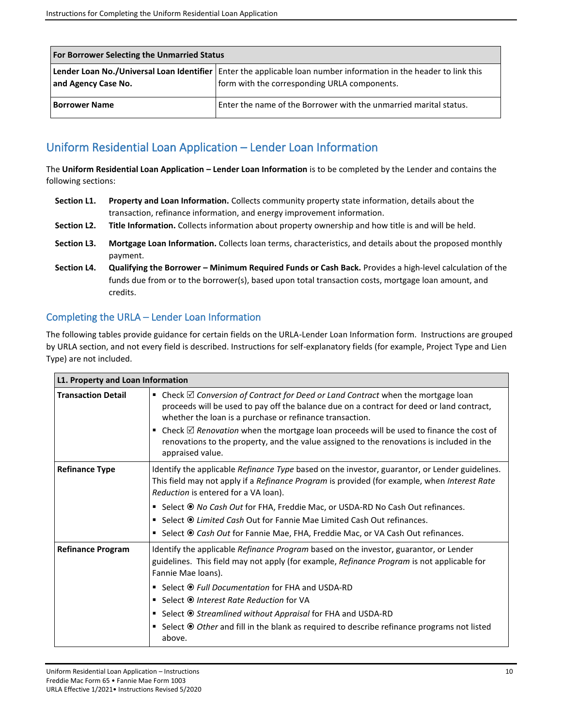| For Borrower Selecting the Unmarried Status | |
|---|---|
| **Lender Loan No./Universal Loan Identifier and Agency Case No.** | Enter the applicable loan number information in the header to link this form with the corresponding URLA components. |
| **Borrower Name** | Enter the name of the Borrower with the unmarried marital status. |

## Uniform Residential Loan Application – Lender Loan Information

The **Uniform Residential Loan Application – Lender Loan Information** is to be completed by the Lender and contains the following sections:

- **Section L1.** **Property and Loan Information.** Collects community property state information, details about the transaction, refinance information, and energy improvement information.
- **Section L2.** **Title Information.** Collects information about property ownership and how title is and will be held.
- **Section L3.** **Mortgage Loan Information.** Collects loan terms, characteristics, and details about the proposed monthly payment.
- **Section L4.** **Qualifying the Borrower – Minimum Required Funds or Cash Back.** Provides a high-level calculation of the funds due from or to the borrower(s), based upon total transaction costs, mortgage loan amount, and credits.

### Completing the URLA – Lender Loan Information

The following tables provide guidance for certain fields on the URLA-Lender Loan Information form. Instructions are grouped by URLA section, and not every field is described. Instructions for self-explanatory fields (for example, Project Type and Lien Type) are not included.

| L1. Property and Loan Information | |
|---|---|
| **Transaction Detail** | ▪ Check ☑ *Conversion of Contract for Deed or Land Contract* when the mortgage loan proceeds will be used to pay off the balance due on a contract for deed or land contract, whether the loan is a purchase or refinance transaction.<br>▪ Check ☑ *Renovation* when the mortgage loan proceeds will be used to finance the cost of renovations to the property, and the value assigned to the renovations is included in the appraised value. |
| **Refinance Type** | Identify the applicable *Refinance Type* based on the investor, guarantor, or Lender guidelines. This field may not apply if a *Refinance Program* is provided (for example, when *Interest Rate Reduction* is entered for a VA loan).<br>▪ Select ⦿ *No Cash Out* for FHA, Freddie Mac, or USDA-RD No Cash Out refinances.<br>▪ Select ⦿ *Limited Cash* Out for Fannie Mae Limited Cash Out refinances.<br>▪ Select ⦿ *Cash Out* for Fannie Mae, FHA, Freddie Mac, or VA Cash Out refinances. |
| **Refinance Program** | Identify the applicable *Refinance Program* based on the investor, guarantor, or Lender guidelines. This field may not apply (for example, *Refinance Program* is not applicable for Fannie Mae loans).<br>▪ Select ⦿ *Full Documentation* for FHA and USDA-RD<br>▪ Select ⦿ *Interest Rate Reduction* for VA<br>▪ Select ⦿ *Streamlined without Appraisal* for FHA and USDA-RD<br>▪ Select ⦿ *Other* and fill in the blank as required to describe refinance programs not listed above. |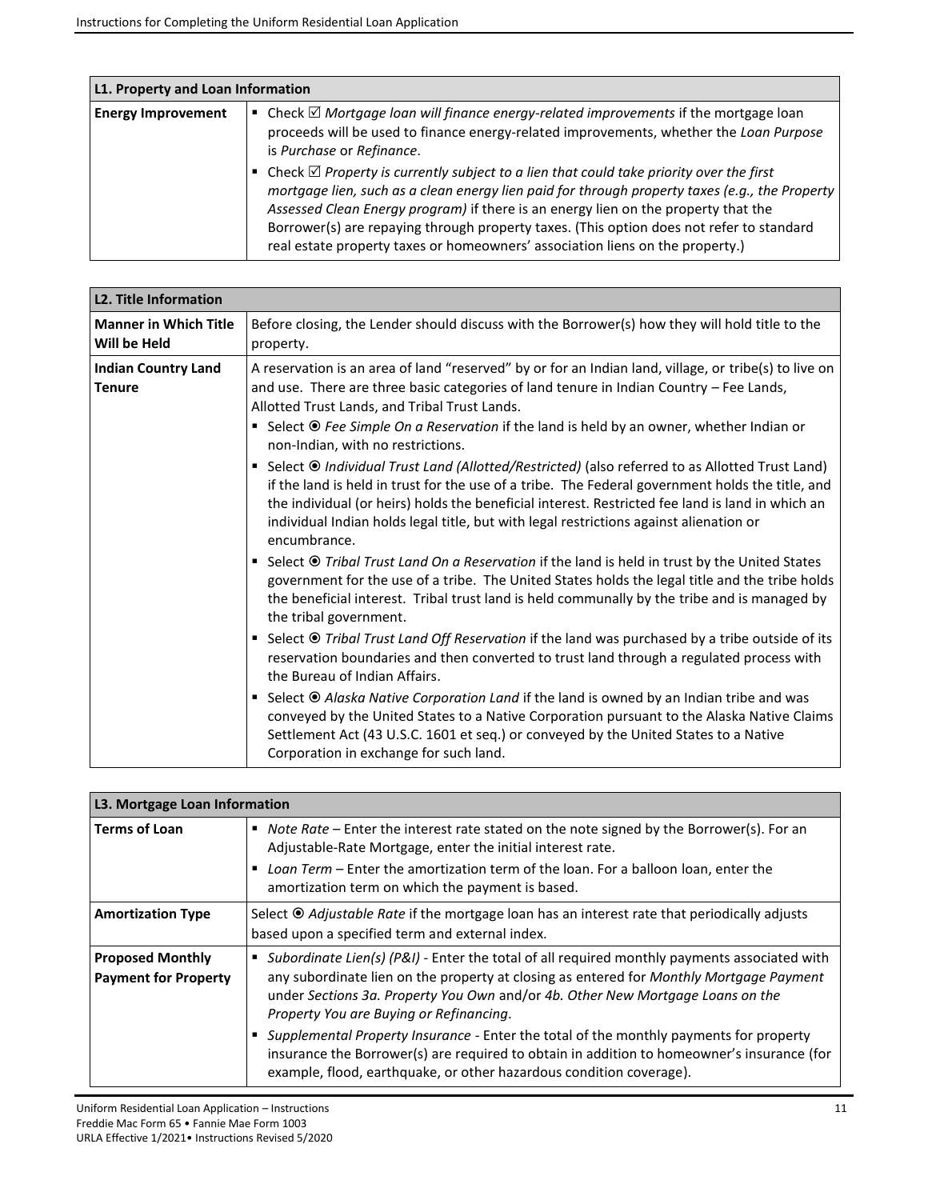| L1. Property and Loan Information | |
|---|---|
| **Energy Improvement** | ▪ Check ☑ *Mortgage loan will finance energy-related improvements* if the mortgage loan proceeds will be used to finance energy-related improvements, whether the *Loan Purpose* is *Purchase* or *Refinance*.<br>▪ Check ☑ *Property is currently subject to a lien that could take priority over the first mortgage lien, such as a clean energy lien paid for through property taxes (e.g., the Property Assessed Clean Energy program)* if there is an energy lien on the property that the Borrower(s) are repaying through property taxes. (This option does not refer to standard real estate property taxes or homeowners' association liens on the property.) |

| L2. Title Information | |
|---|---|
| **Manner in Which Title Will be Held** | Before closing, the Lender should discuss with the Borrower(s) how they will hold title to the property. |
| **Indian Country Land Tenure** | A reservation is an area of land "reserved" by or for an Indian land, village, or tribe(s) to live on and use. There are three basic categories of land tenure in Indian Country – Fee Lands, Allotted Trust Lands, and Tribal Trust Lands.<br>▪ Select ⦿ *Fee Simple On a Reservation* if the land is held by an owner, whether Indian or non-Indian, with no restrictions.<br>▪ Select ⦿ *Individual Trust Land (Allotted/Restricted)* (also referred to as Allotted Trust Land) if the land is held in trust for the use of a tribe. The Federal government holds the title, and the individual (or heirs) holds the beneficial interest. Restricted fee land is land in which an individual Indian holds legal title, but with legal restrictions against alienation or encumbrance.<br>▪ Select ⦿ *Tribal Trust Land On a Reservation* if the land is held in trust by the United States government for the use of a tribe. The United States holds the legal title and the tribe holds the beneficial interest. Tribal trust land is held communally by the tribe and is managed by the tribal government.<br>▪ Select ⦿ *Tribal Trust Land Off Reservation* if the land was purchased by a tribe outside of its reservation boundaries and then converted to trust land through a regulated process with the Bureau of Indian Affairs.<br>▪ Select ⦿ *Alaska Native Corporation Land* if the land is owned by an Indian tribe and was conveyed by the United States to a Native Corporation pursuant to the Alaska Native Claims Settlement Act (43 U.S.C. 1601 et seq.) or conveyed by the United States to a Native Corporation in exchange for such land. |

| L3. Mortgage Loan Information | |
|---|---|
| **Terms of Loan** | ▪ *Note Rate* – Enter the interest rate stated on the note signed by the Borrower(s). For an Adjustable-Rate Mortgage, enter the initial interest rate.<br>▪ *Loan Term* – Enter the amortization term of the loan. For a balloon loan, enter the amortization term on which the payment is based. |
| **Amortization Type** | Select ⦿ *Adjustable Rate* if the mortgage loan has an interest rate that periodically adjusts based upon a specified term and external index. |
| **Proposed Monthly Payment for Property** | ▪ *Subordinate Lien(s) (P&I)* - Enter the total of all required monthly payments associated with any subordinate lien on the property at closing as entered for *Monthly Mortgage Payment* under *Sections 3a. Property You Own* and/or *4b. Other New Mortgage Loans on the Property You are Buying or Refinancing*.<br>▪ *Supplemental Property Insurance* - Enter the total of the monthly payments for property insurance the Borrower(s) are required to obtain in addition to homeowner's insurance (for example, flood, earthquake, or other hazardous condition coverage). |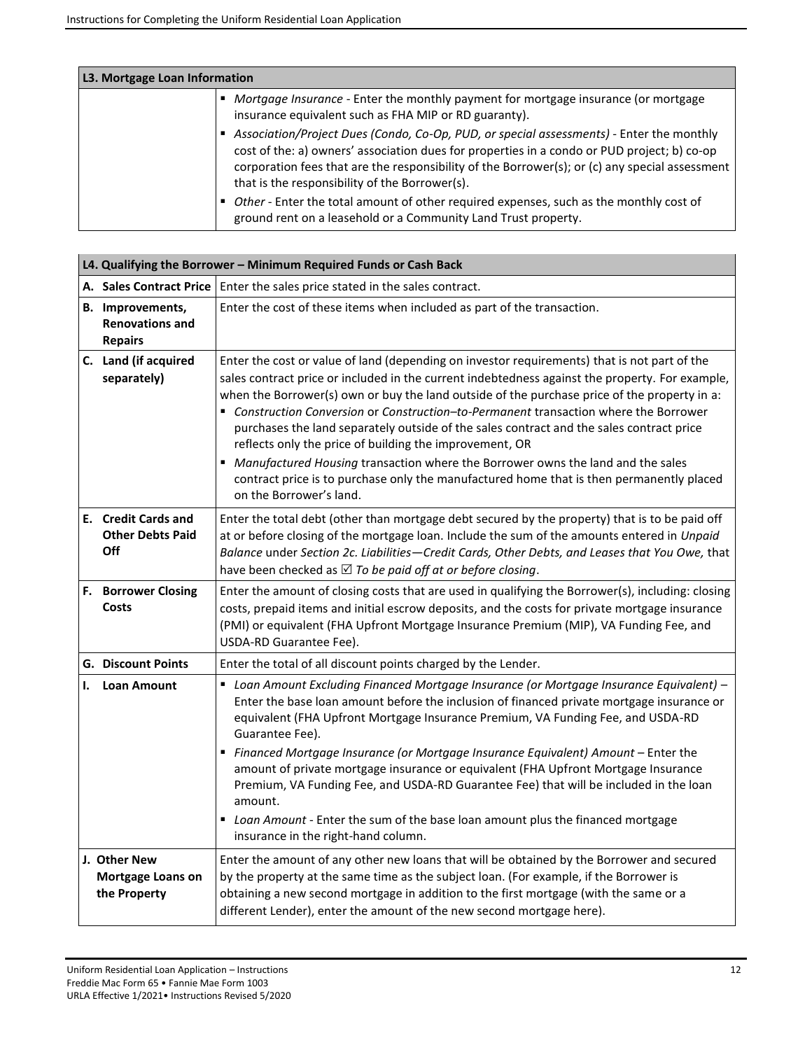| L3. Mortgage Loan Information | |
|---|---|
| | ▪ *Mortgage Insurance* - Enter the monthly payment for mortgage insurance (or mortgage insurance equivalent such as FHA MIP or RD guaranty).<br>▪ *Association/Project Dues (Condo, Co-Op, PUD, or special assessments)* - Enter the monthly cost of the: a) owners' association dues for properties in a condo or PUD project; b) co-op corporation fees that are the responsibility of the Borrower(s); or (c) any special assessment that is the responsibility of the Borrower(s).<br>▪ *Other* - Enter the total amount of other required expenses, such as the monthly cost of ground rent on a leasehold or a Community Land Trust property. |

| L4. Qualifying the Borrower – Minimum Required Funds or Cash Back | |
|---|---|
| **A. Sales Contract Price** | Enter the sales price stated in the sales contract. |
| **B. Improvements, Renovations and Repairs** | Enter the cost of these items when included as part of the transaction. |
| **C. Land (if acquired separately)** | Enter the cost or value of land (depending on investor requirements) that is not part of the sales contract price or included in the current indebtedness against the property. For example, when the Borrower(s) own or buy the land outside of the purchase price of the property in a:<br>▪ *Construction Conversion* or *Construction–to-Permanent* transaction where the Borrower purchases the land separately outside of the sales contract and the sales contract price reflects only the price of building the improvement, OR<br>▪ *Manufactured Housing* transaction where the Borrower owns the land and the sales contract price is to purchase only the manufactured home that is then permanently placed on the Borrower's land. |
| **E. Credit Cards and Other Debts Paid Off** | Enter the total debt (other than mortgage debt secured by the property) that is to be paid off at or before closing of the mortgage loan. Include the sum of the amounts entered in *Unpaid Balance* under *Section 2c. Liabilities—Credit Cards, Other Debts, and Leases that You Owe,* that have been checked as ☑ *To be paid off at or before closing*. |
| **F. Borrower Closing Costs** | Enter the amount of closing costs that are used in qualifying the Borrower(s), including: closing costs, prepaid items and initial escrow deposits, and the costs for private mortgage insurance (PMI) or equivalent (FHA Upfront Mortgage Insurance Premium (MIP), VA Funding Fee, and USDA-RD Guarantee Fee). |
| **G. Discount Points** | Enter the total of all discount points charged by the Lender. |
| **I. Loan Amount** | ▪ *Loan Amount Excluding Financed Mortgage Insurance (or Mortgage Insurance Equivalent)* – Enter the base loan amount before the inclusion of financed private mortgage insurance or equivalent (FHA Upfront Mortgage Insurance Premium, VA Funding Fee, and USDA-RD Guarantee Fee).<br>▪ *Financed Mortgage Insurance (or Mortgage Insurance Equivalent) Amount* – Enter the amount of private mortgage insurance or equivalent (FHA Upfront Mortgage Insurance Premium, VA Funding Fee, and USDA-RD Guarantee Fee) that will be included in the loan amount.<br>▪ *Loan Amount* - Enter the sum of the base loan amount plus the financed mortgage insurance in the right-hand column. |
| **J. Other New Mortgage Loans on the Property** | Enter the amount of any other new loans that will be obtained by the Borrower and secured by the property at the same time as the subject loan. (For example, if the Borrower is obtaining a new second mortgage in addition to the first mortgage (with the same or a different Lender), enter the amount of the new second mortgage here). |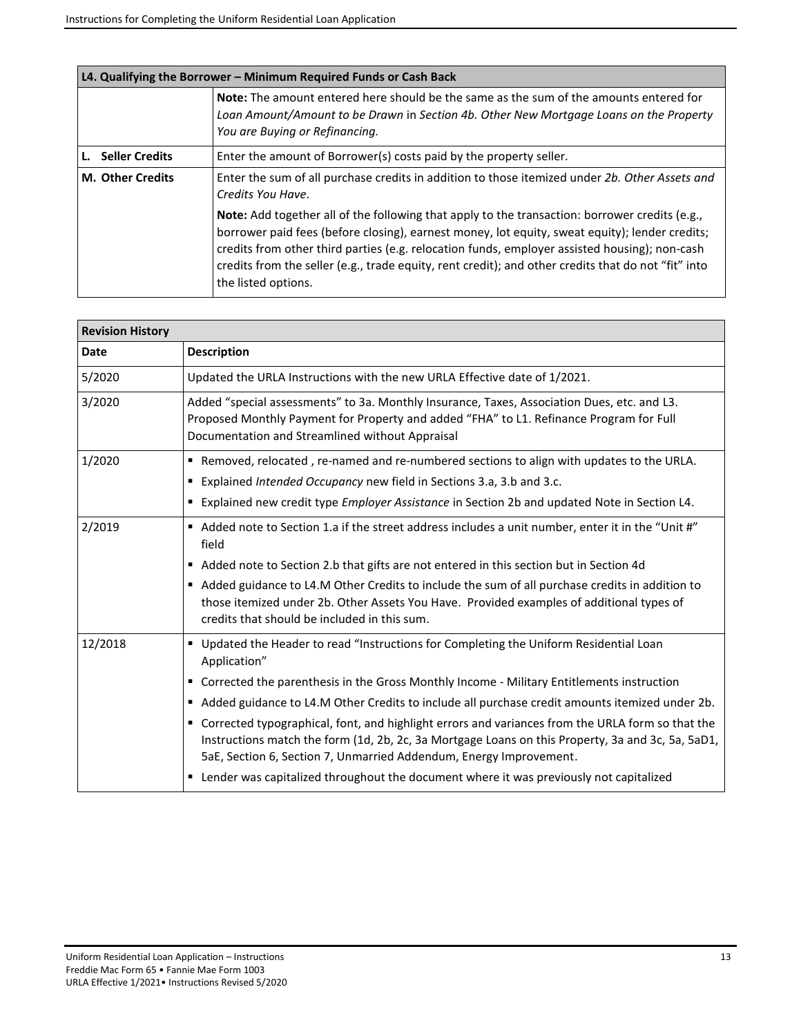| L4. Qualifying the Borrower – Minimum Required Funds or Cash Back | |
|---|---|
| | **Note:** The amount entered here should be the same as the sum of the amounts entered for *Loan Amount/Amount to be Drawn* in *Section 4b. Other New Mortgage Loans on the Property You are Buying or Refinancing.* |
| **L. Seller Credits** | Enter the amount of Borrower(s) costs paid by the property seller. |
| **M. Other Credits** | Enter the sum of all purchase credits in addition to those itemized under *2b. Other Assets and Credits You Have*.<br><br>**Note:** Add together all of the following that apply to the transaction: borrower credits (e.g., borrower paid fees (before closing), earnest money, lot equity, sweat equity); lender credits; credits from other third parties (e.g. relocation funds, employer assisted housing); non-cash credits from the seller (e.g., trade equity, rent credit); and other credits that do not "fit" into the listed options. |

| Revision History | |
|---|---|
| **Date** | **Description** |
| 5/2020 | Updated the URLA Instructions with the new URLA Effective date of 1/2021. |
| 3/2020 | Added "special assessments" to 3a. Monthly Insurance, Taxes, Association Dues, etc. and L3. Proposed Monthly Payment for Property and added "FHA" to L1. Refinance Program for Full Documentation and Streamlined without Appraisal |
| 1/2020 | ▪ Removed, relocated , re-named and re-numbered sections to align with updates to the URLA.<br>▪ Explained *Intended Occupancy* new field in Sections 3.a, 3.b and 3.c.<br>▪ Explained new credit type *Employer Assistance* in Section 2b and updated Note in Section L4. |
| 2/2019 | ▪ Added note to Section 1.a if the street address includes a unit number, enter it in the "Unit #" field<br>▪ Added note to Section 2.b that gifts are not entered in this section but in Section 4d<br>▪ Added guidance to L4.M Other Credits to include the sum of all purchase credits in addition to those itemized under 2b. Other Assets You Have. Provided examples of additional types of credits that should be included in this sum. |
| 12/2018 | ▪ Updated the Header to read "Instructions for Completing the Uniform Residential Loan Application"<br>▪ Corrected the parenthesis in the Gross Monthly Income - Military Entitlements instruction<br>▪ Added guidance to L4.M Other Credits to include all purchase credit amounts itemized under 2b.<br>▪ Corrected typographical, font, and highlight errors and variances from the URLA form so that the Instructions match the form (1d, 2b, 2c, 3a Mortgage Loans on this Property, 3a and 3c, 5a, 5aD1, 5aE, Section 6, Section 7, Unmarried Addendum, Energy Improvement.<br>▪ Lender was capitalized throughout the document where it was previously not capitalized |